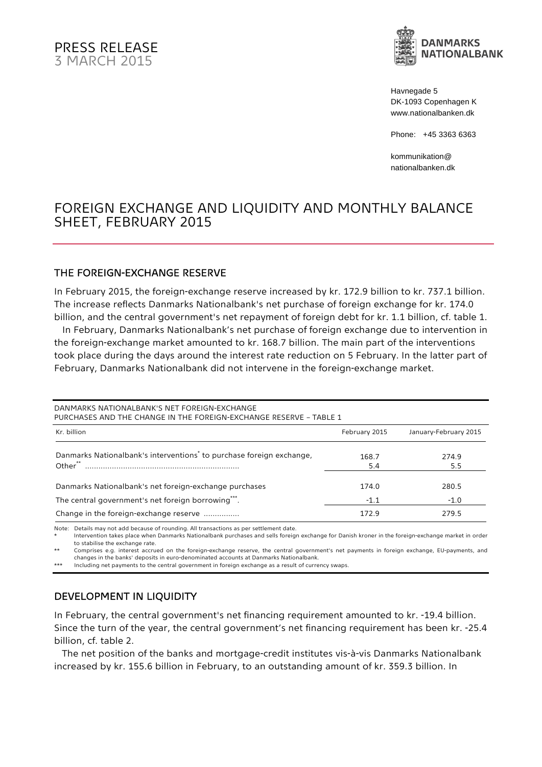PRESS RELEASE
3 MARCH 2015

**DANMARKS NATIONALBANK**

Havnegade 5
DK-1093 Copenhagen K
www.nationalbanken.dk

Phone: +45 3363 6363

kommunikation@
nationalbanken.dk

# FOREIGN EXCHANGE AND LIQUIDITY AND MONTHLY BALANCE SHEET, FEBRUARY 2015

## THE FOREIGN-EXCHANGE RESERVE

In February 2015, the foreign-exchange reserve increased by kr. 172.9 billion to kr. 737.1 billion. The increase reflects Danmarks Nationalbank's net purchase of foreign exchange for kr. 174.0 billion, and the central government's net repayment of foreign debt for kr. 1.1 billion, cf. table 1.

In February, Danmarks Nationalbank's net purchase of foreign exchange due to intervention in the foreign-exchange market amounted to kr. 168.7 billion. The main part of the interventions took place during the days around the interest rate reduction on 5 February. In the latter part of February, Danmarks Nationalbank did not intervene in the foreign-exchange market.

DANMARKS NATIONALBANK'S NET FOREIGN-EXCHANGE PURCHASES AND THE CHANGE IN THE FOREIGN-EXCHANGE RESERVE – TABLE 1

| Kr. billion | February 2015 | January-February 2015 |
|---|---|---|
| Danmarks Nationalbank's interventions* to purchase foreign exchange, | 168.7 | 274.9 |
| Other** | 5.4 | 5.5 |
| Danmarks Nationalbank's net foreign-exchange purchases | 174.0 | 280.5 |
| The central government's net foreign borrowing***. | -1.1 | -1.0 |
| Change in the foreign-exchange reserve | 172.9 | 279.5 |

Note: Details may not add because of rounding. All transactions as per settlement date.
\* Intervention takes place when Danmarks Nationalbank purchases and sells foreign exchange for Danish kroner in the foreign-exchange market in order to stabilise the exchange rate.
\*\* Comprises e.g. interest accrued on the foreign-exchange reserve, the central government's net payments in foreign exchange, EU-payments, and changes in the banks' deposits in euro-denominated accounts at Danmarks Nationalbank.
\*\*\* Including net payments to the central government in foreign exchange as a result of currency swaps.

## DEVELOPMENT IN LIQUIDITY

In February, the central government's net financing requirement amounted to kr. -19.4 billion. Since the turn of the year, the central government's net financing requirement has been kr. -25.4 billion, cf. table 2.

The net position of the banks and mortgage-credit institutes vis-à-vis Danmarks Nationalbank increased by kr. 155.6 billion in February, to an outstanding amount of kr. 359.3 billion. In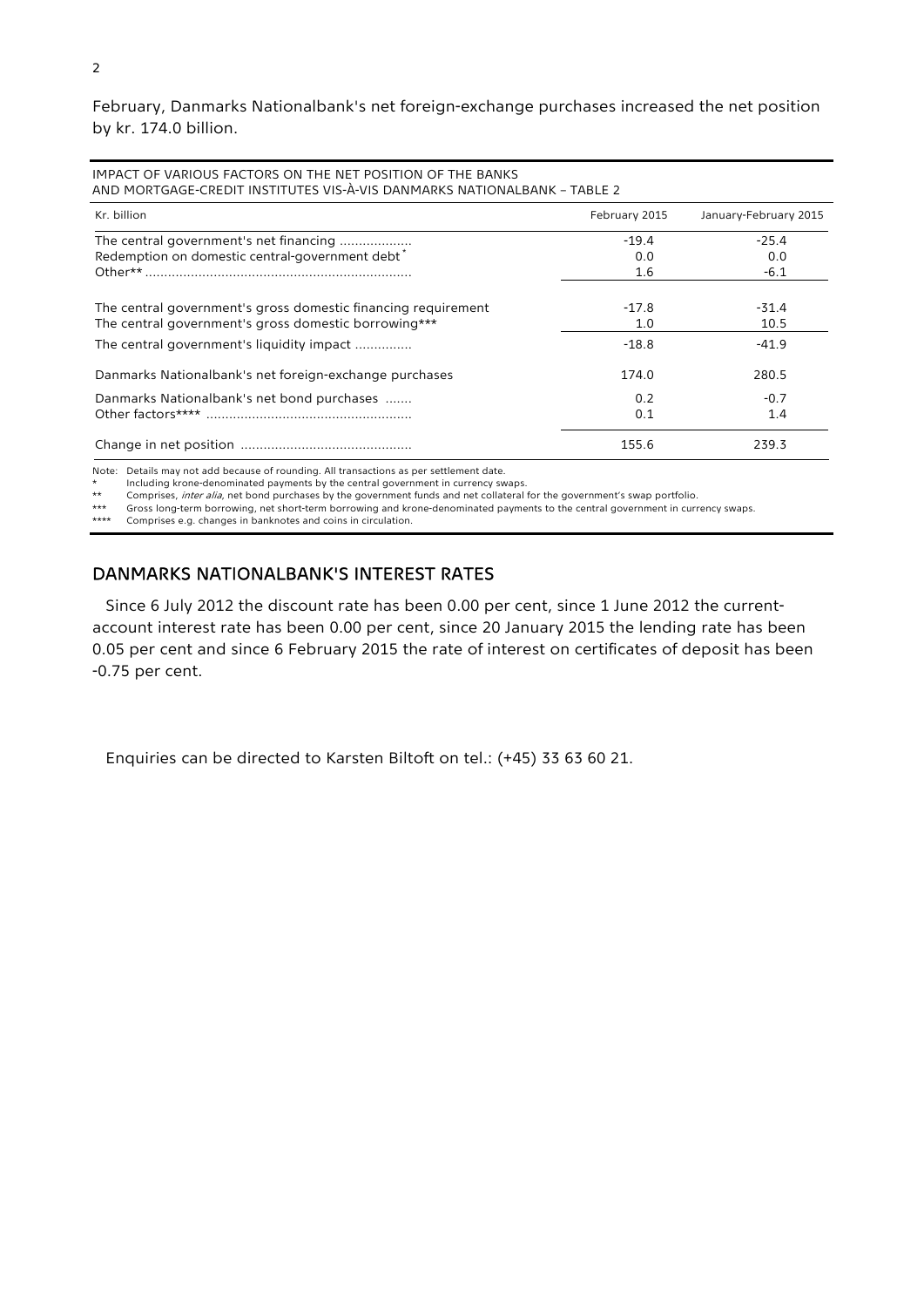February, Danmarks Nationalbank's net foreign-exchange purchases increased the net position by kr. 174.0 billion.

IMPACT OF VARIOUS FACTORS ON THE NET POSITION OF THE BANKS AND MORTGAGE-CREDIT INSTITUTES VIS-À-VIS DANMARKS NATIONALBANK – TABLE 2

| Kr. billion | February 2015 | January-February 2015 |
|---|---|---|
| The central government's net financing | -19.4 | -25.4 |
| Redemption on domestic central-government debt* | 0.0 | 0.0 |
| Other** | 1.6 | -6.1 |
| The central government's gross domestic financing requirement | -17.8 | -31.4 |
| The central government's gross domestic borrowing*** | 1.0 | 10.5 |
| The central government's liquidity impact | -18.8 | -41.9 |
| Danmarks Nationalbank's net foreign-exchange purchases | 174.0 | 280.5 |
| Danmarks Nationalbank's net bond purchases | 0.2 | -0.7 |
| Other factors**** | 0.1 | 1.4 |
| Change in net position | 155.6 | 239.3 |

Note: Details may not add because of rounding. All transactions as per settlement date.
* Including krone-denominated payments by the central government in currency swaps.
** Comprises, *inter alia*, net bond purchases by the government funds and net collateral for the government's swap portfolio.
*** Gross long-term borrowing, net short-term borrowing and krone-denominated payments to the central government in currency swaps.
**** Comprises e.g. changes in banknotes and coins in circulation.

## DANMARKS NATIONALBANK'S INTEREST RATES

Since 6 July 2012 the discount rate has been 0.00 per cent, since 1 June 2012 the current-account interest rate has been 0.00 per cent, since 20 January 2015 the lending rate has been 0.05 per cent and since 6 February 2015 the rate of interest on certificates of deposit has been -0.75 per cent.

Enquiries can be directed to Karsten Biltoft on tel.: (+45) 33 63 60 21.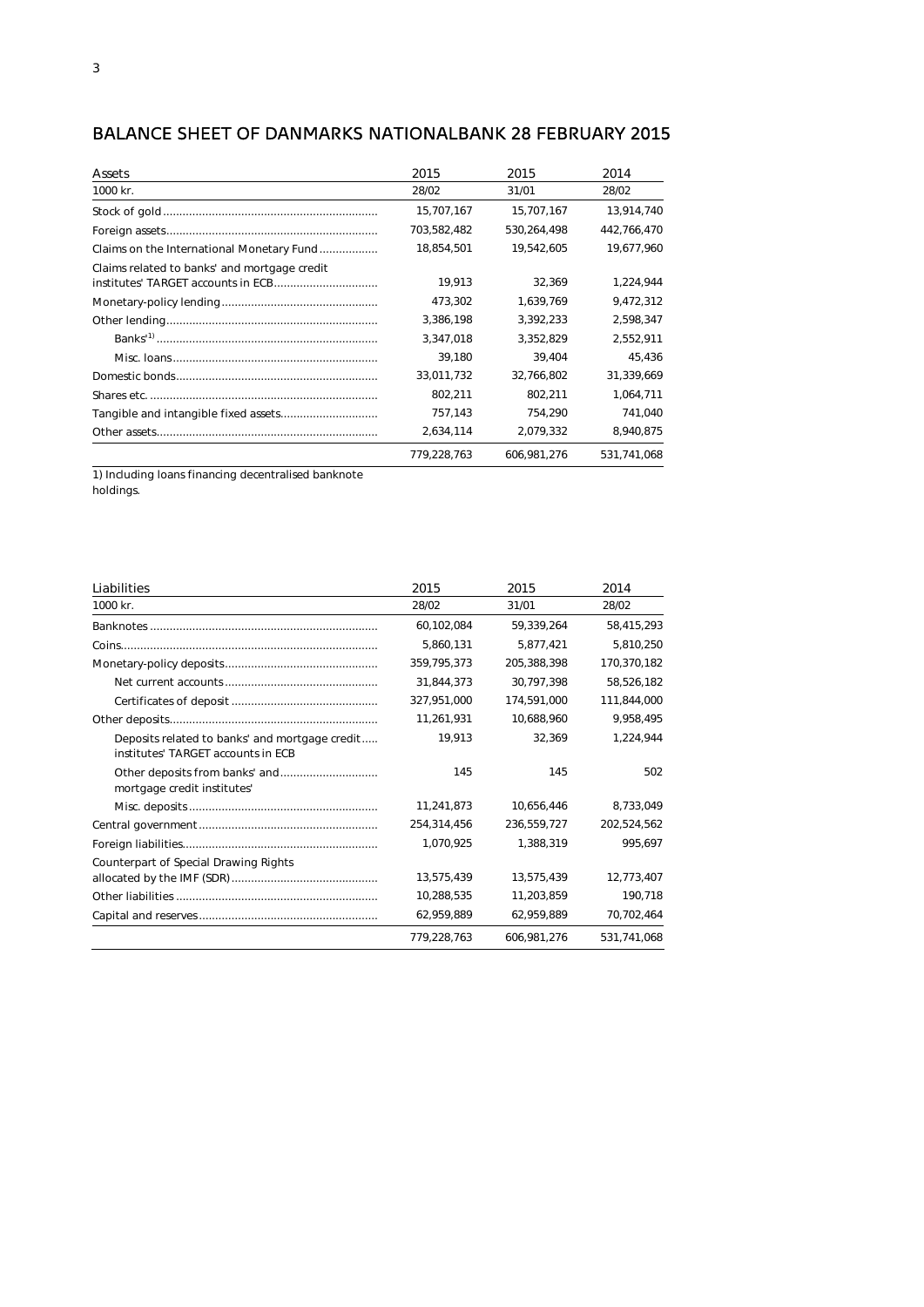# BALANCE SHEET OF DANMARKS NATIONALBANK 28 FEBRUARY 2015

| Assets | 2015 | 2015 | 2014 |
|---|---|---|---|
| 1000 kr. | 28/02 | 31/01 | 28/02 |
| Stock of gold | 15,707,167 | 15,707,167 | 13,914,740 |
| Foreign assets | 703,582,482 | 530,264,498 | 442,766,470 |
| Claims on the International Monetary Fund | 18,854,501 | 19,542,605 | 19,677,960 |
| Claims related to banks' and mortgage credit institutes' TARGET accounts in ECB | 19,913 | 32,369 | 1,224,944 |
| Monetary-policy lending | 473,302 | 1,639,769 | 9,472,312 |
| Other lending | 3,386,198 | 3,392,233 | 2,598,347 |
| Banks[1] | 3,347,018 | 3,352,829 | 2,552,911 |
| Misc. loans | 39,180 | 39,404 | 45,436 |
| Domestic bonds | 33,011,732 | 32,766,802 | 31,339,669 |
| Shares etc. | 802,211 | 802,211 | 1,064,711 |
| Tangible and intangible fixed assets | 757,143 | 754,290 | 741,040 |
| Other assets | 2,634,114 | 2,079,332 | 8,940,875 |
| | 779,228,763 | 606,981,276 | 531,741,068 |

1) Including loans financing decentralised banknote holdings.

| Liabilities | 2015 | 2015 | 2014 |
|---|---|---|---|
| 1000 kr. | 28/02 | 31/01 | 28/02 |
| Banknotes | 60,102,084 | 59,339,264 | 58,415,293 |
| Coins | 5,860,131 | 5,877,421 | 5,810,250 |
| Monetary-policy deposits | 359,795,373 | 205,388,398 | 170,370,182 |
| Net current accounts | 31,844,373 | 30,797,398 | 58,526,182 |
| Certificates of deposit | 327,951,000 | 174,591,000 | 111,844,000 |
| Other deposits | 11,261,931 | 10,688,960 | 9,958,495 |
| Deposits related to banks' and mortgage credit institutes' TARGET accounts in ECB | 19,913 | 32,369 | 1,224,944 |
| Other deposits from banks' and mortgage credit institutes' | 145 | 145 | 502 |
| Misc. deposits | 11,241,873 | 10,656,446 | 8,733,049 |
| Central government | 254,314,456 | 236,559,727 | 202,524,562 |
| Foreign liabilities | 1,070,925 | 1,388,319 | 995,697 |
| Counterpart of Special Drawing Rights allocated by the IMF (SDR) | 13,575,439 | 13,575,439 | 12,773,407 |
| Other liabilities | 10,288,535 | 11,203,859 | 190,718 |
| Capital and reserves | 62,959,889 | 62,959,889 | 70,702,464 |
| | 779,228,763 | 606,981,276 | 531,741,068 |